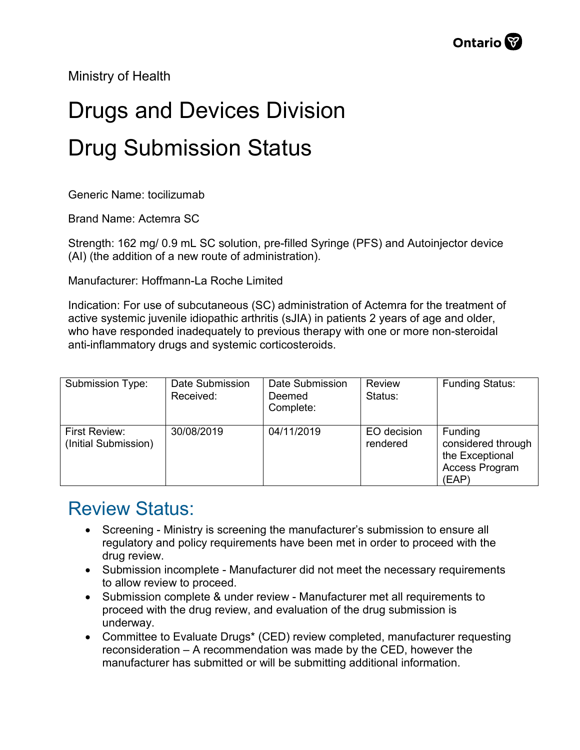Ministry of Health

# Drugs and Devices Division

# Drug Submission Status

Generic Name: tocilizumab

Brand Name: Actemra SC

Strength: 162 mg/ 0.9 mL SC solution, pre-filled Syringe (PFS) and Autoinjector device (AI) (the addition of a new route of administration).

Manufacturer: Hoffmann-La Roche Limited

Indication: For use of subcutaneous (SC) administration of Actemra for the treatment of active systemic juvenile idiopathic arthritis (sJIA) in patients 2 years of age and older, who have responded inadequately to previous therapy with one or more non-steroidal anti-inflammatory drugs and systemic corticosteroids.

| Submission Type: | Date Submission Received: | Date Submission Deemed Complete: | Review Status: | Funding Status: |
|---|---|---|---|---|
| First Review: (Initial Submission) | 30/08/2019 | 04/11/2019 | EO decision rendered | Funding considered through the Exceptional Access Program (EAP) |

## Review Status:

- Screening - Ministry is screening the manufacturer's submission to ensure all regulatory and policy requirements have been met in order to proceed with the drug review.
- Submission incomplete - Manufacturer did not meet the necessary requirements to allow review to proceed.
- Submission complete & under review - Manufacturer met all requirements to proceed with the drug review, and evaluation of the drug submission is underway.
- Committee to Evaluate Drugs* (CED) review completed, manufacturer requesting reconsideration – A recommendation was made by the CED, however the manufacturer has submitted or will be submitting additional information.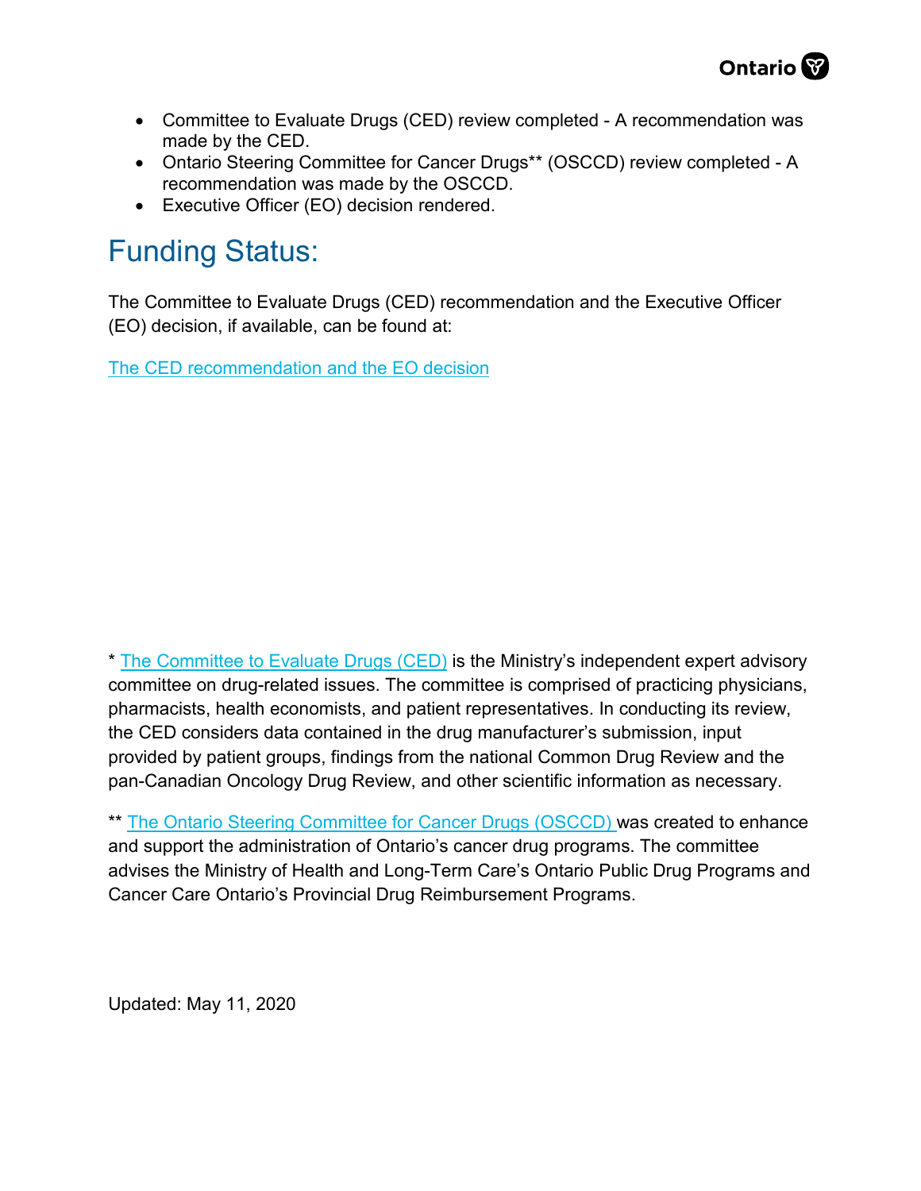- Committee to Evaluate Drugs (CED) review completed - A recommendation was made by the CED.
- Ontario Steering Committee for Cancer Drugs** (OSCCD) review completed - A recommendation was made by the OSCCD.
- Executive Officer (EO) decision rendered.

## Funding Status:

The Committee to Evaluate Drugs (CED) recommendation and the Executive Officer (EO) decision, if available, can be found at:

The CED recommendation and the EO decision

* The Committee to Evaluate Drugs (CED) is the Ministry's independent expert advisory committee on drug-related issues. The committee is comprised of practicing physicians, pharmacists, health economists, and patient representatives. In conducting its review, the CED considers data contained in the drug manufacturer's submission, input provided by patient groups, findings from the national Common Drug Review and the pan-Canadian Oncology Drug Review, and other scientific information as necessary.

** The Ontario Steering Committee for Cancer Drugs (OSCCD) was created to enhance and support the administration of Ontario's cancer drug programs. The committee advises the Ministry of Health and Long-Term Care's Ontario Public Drug Programs and Cancer Care Ontario's Provincial Drug Reimbursement Programs.

Updated: May 11, 2020